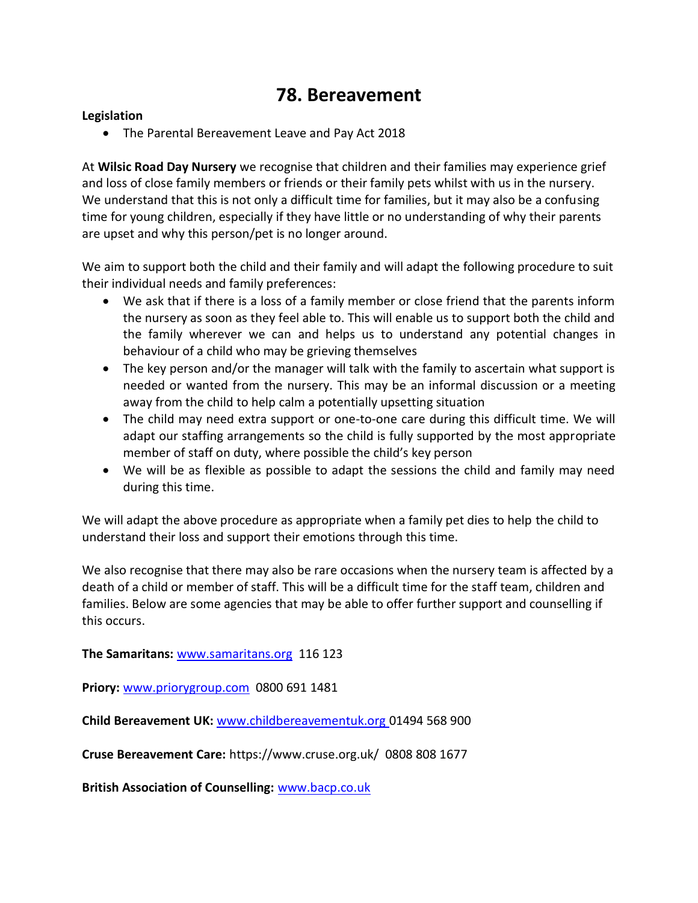# 78. Bereavement

**Legislation**

- The Parental Bereavement Leave and Pay Act 2018

At **Wilsic Road Day Nursery** we recognise that children and their families may experience grief and loss of close family members or friends or their family pets whilst with us in the nursery. We understand that this is not only a difficult time for families, but it may also be a confusing time for young children, especially if they have little or no understanding of why their parents are upset and why this person/pet is no longer around.

We aim to support both the child and their family and will adapt the following procedure to suit their individual needs and family preferences:

- We ask that if there is a loss of a family member or close friend that the parents inform the nursery as soon as they feel able to. This will enable us to support both the child and the family wherever we can and helps us to understand any potential changes in behaviour of a child who may be grieving themselves
- The key person and/or the manager will talk with the family to ascertain what support is needed or wanted from the nursery. This may be an informal discussion or a meeting away from the child to help calm a potentially upsetting situation
- The child may need extra support or one-to-one care during this difficult time. We will adapt our staffing arrangements so the child is fully supported by the most appropriate member of staff on duty, where possible the child's key person
- We will be as flexible as possible to adapt the sessions the child and family may need during this time.

We will adapt the above procedure as appropriate when a family pet dies to help the child to understand their loss and support their emotions through this time.

We also recognise that there may also be rare occasions when the nursery team is affected by a death of a child or member of staff. This will be a difficult time for the staff team, children and families. Below are some agencies that may be able to offer further support and counselling if this occurs.

**The Samaritans:** www.samaritans.org 116 123

**Priory:** www.priorygroup.com 0800 691 1481

**Child Bereavement UK:** www.childbereavementuk.org 01494 568 900

**Cruse Bereavement Care:** https://www.cruse.org.uk/ 0808 808 1677

**British Association of Counselling:** www.bacp.co.uk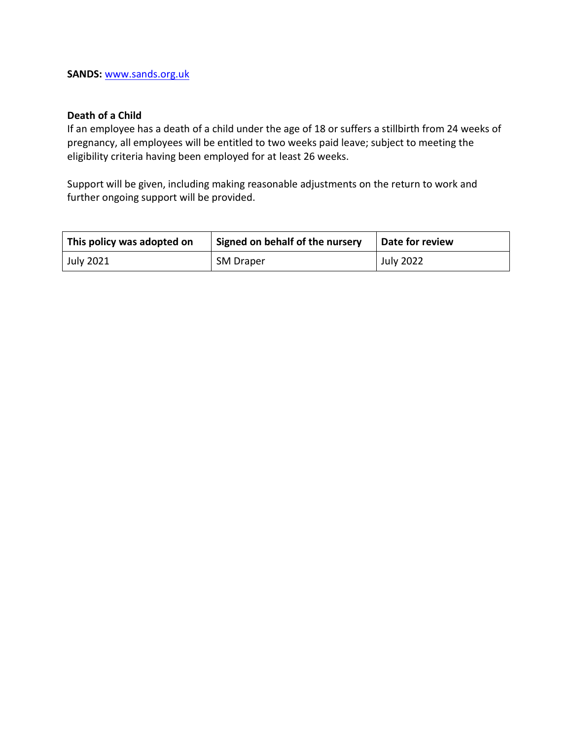**SANDS:** www.sands.org.uk

**Death of a Child**

If an employee has a death of a child under the age of 18 or suffers a stillbirth from 24 weeks of pregnancy, all employees will be entitled to two weeks paid leave; subject to meeting the eligibility criteria having been employed for at least 26 weeks.

Support will be given, including making reasonable adjustments on the return to work and further ongoing support will be provided.

| This policy was adopted on | Signed on behalf of the nursery | Date for review |
|---|---|---|
| July 2021 | SM Draper | July 2022 |